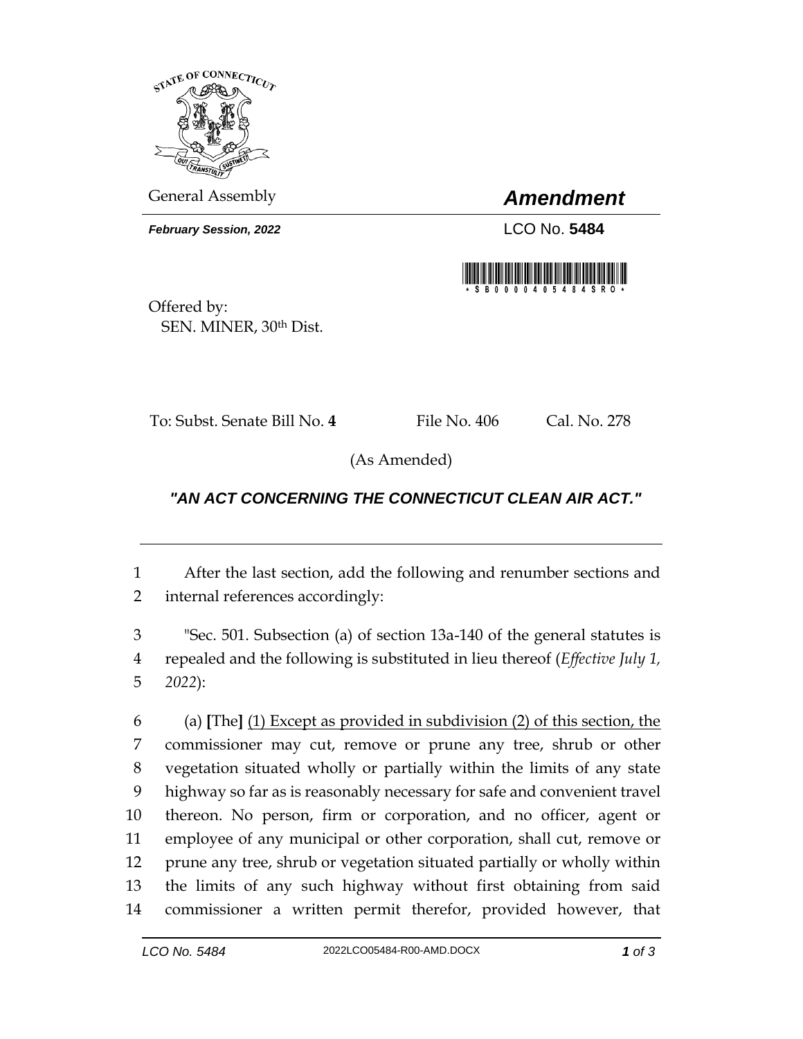General Assembly

# *Amendment*

***February Session, 2022***

LCO No. **5484**

Offered by:
SEN. MINER, 30th Dist.

To: Subst. Senate Bill No. **4** File No. 406 Cal. No. 278

(As Amended)

## *"AN ACT CONCERNING THE CONNECTICUT CLEAN AIR ACT."*

After the last section, add the following and renumber sections and internal references accordingly:

"Sec. 501. Subsection (a) of section 13a-140 of the general statutes is repealed and the following is substituted in lieu thereof (*Effective July 1, 2022*):

(a) **[**The**]** <u>(1) Except as provided in subdivision (2) of this section, the</u> commissioner may cut, remove or prune any tree, shrub or other vegetation situated wholly or partially within the limits of any state highway so far as is reasonably necessary for safe and convenient travel thereon. No person, firm or corporation, and no officer, agent or employee of any municipal or other corporation, shall cut, remove or prune any tree, shrub or vegetation situated partially or wholly within the limits of any such highway without first obtaining from said commissioner a written permit therefor, provided however, that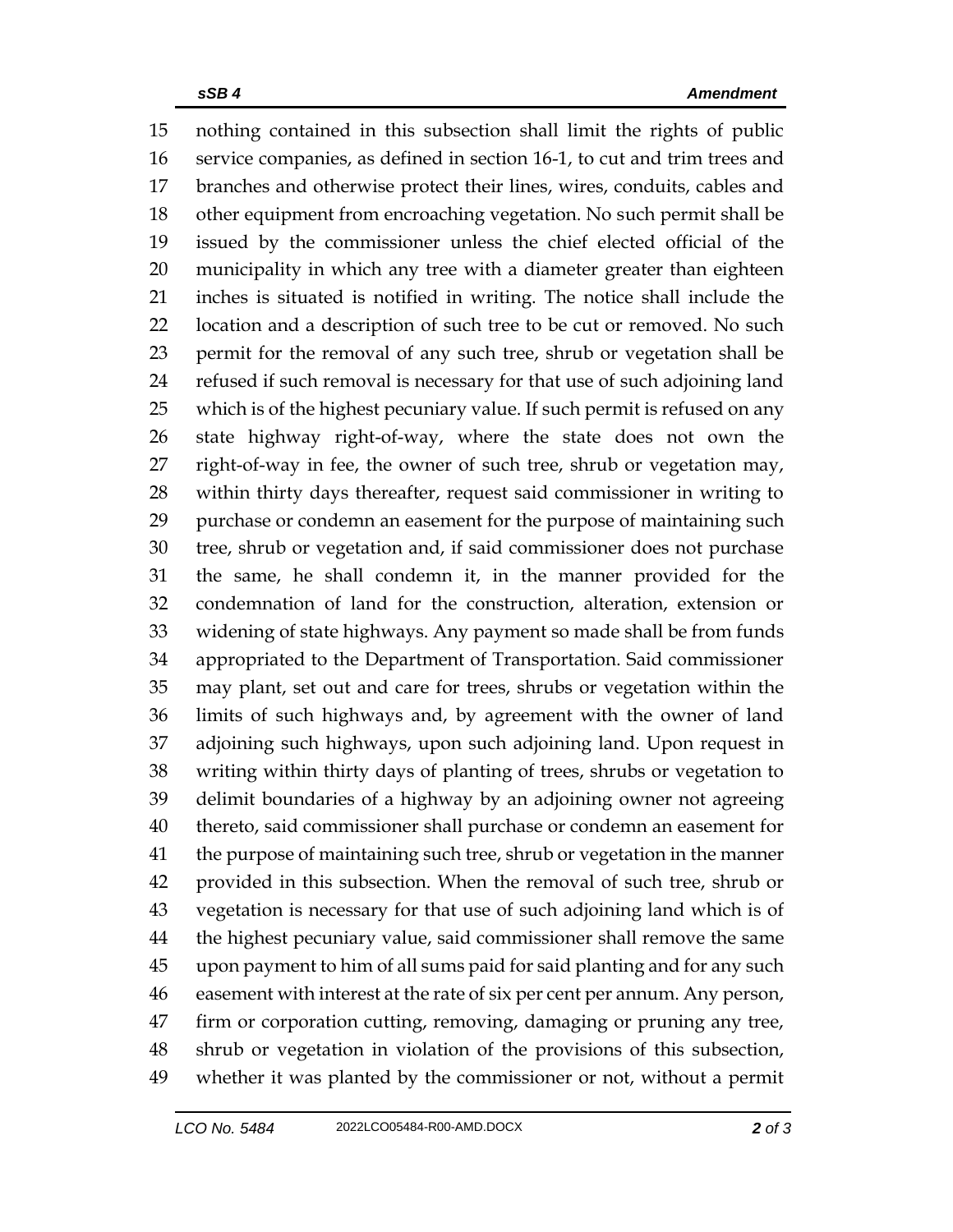nothing contained in this subsection shall limit the rights of public service companies, as defined in section 16-1, to cut and trim trees and branches and otherwise protect their lines, wires, conduits, cables and other equipment from encroaching vegetation. No such permit shall be issued by the commissioner unless the chief elected official of the municipality in which any tree with a diameter greater than eighteen inches is situated is notified in writing. The notice shall include the location and a description of such tree to be cut or removed. No such permit for the removal of any such tree, shrub or vegetation shall be refused if such removal is necessary for that use of such adjoining land which is of the highest pecuniary value. If such permit is refused on any state highway right-of-way, where the state does not own the right-of-way in fee, the owner of such tree, shrub or vegetation may, within thirty days thereafter, request said commissioner in writing to purchase or condemn an easement for the purpose of maintaining such tree, shrub or vegetation and, if said commissioner does not purchase the same, he shall condemn it, in the manner provided for the condemnation of land for the construction, alteration, extension or widening of state highways. Any payment so made shall be from funds appropriated to the Department of Transportation. Said commissioner may plant, set out and care for trees, shrubs or vegetation within the limits of such highways and, by agreement with the owner of land adjoining such highways, upon such adjoining land. Upon request in writing within thirty days of planting of trees, shrubs or vegetation to delimit boundaries of a highway by an adjoining owner not agreeing thereto, said commissioner shall purchase or condemn an easement for the purpose of maintaining such tree, shrub or vegetation in the manner provided in this subsection. When the removal of such tree, shrub or vegetation is necessary for that use of such adjoining land which is of the highest pecuniary value, said commissioner shall remove the same upon payment to him of all sums paid for said planting and for any such easement with interest at the rate of six per cent per annum. Any person, firm or corporation cutting, removing, damaging or pruning any tree, shrub or vegetation in violation of the provisions of this subsection, whether it was planted by the commissioner or not, without a permit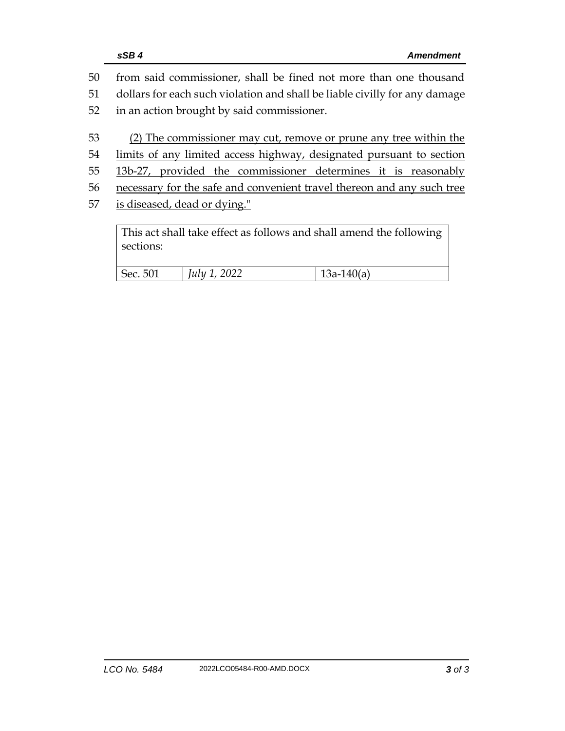from said commissioner, shall be fined not more than one thousand dollars for each such violation and shall be liable civilly for any damage in an action brought by said commissioner.

<u>(2) The commissioner may cut, remove or prune any tree within the limits of any limited access highway, designated pursuant to section 13b-27, provided the commissioner determines it is reasonably necessary for the safe and convenient travel thereon and any such tree is diseased, dead or dying.</u>"

| This act shall take effect as follows and shall amend the following sections: | | |
|---|---|---|
| Sec. 501 | *July 1, 2022* | 13a-140(a) |